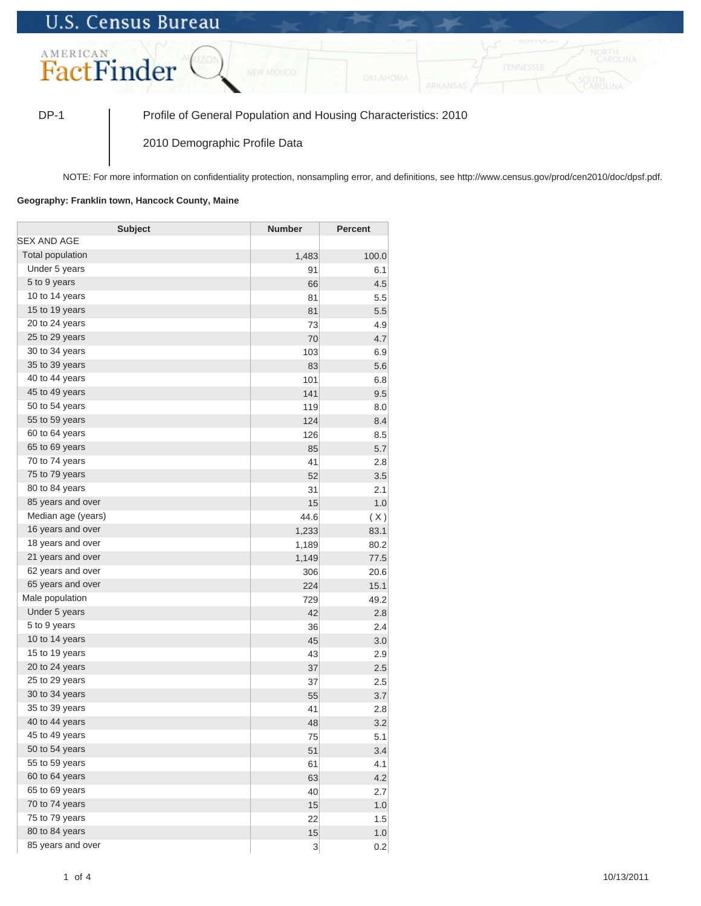U.S. Census Bureau

AMERICAN FactFinder

DP-1 | Profile of General Population and Housing Characteristics: 2010

2010 Demographic Profile Data

NOTE: For more information on confidentiality protection, nonsampling error, and definitions, see http://www.census.gov/prod/cen2010/doc/dpsf.pdf.

**Geography: Franklin town, Hancock County, Maine**

| Subject | Number | Percent |
|---|---|---|
| SEX AND AGE | | |
| Total population | 1,483 | 100.0 |
| Under 5 years | 91 | 6.1 |
| 5 to 9 years | 66 | 4.5 |
| 10 to 14 years | 81 | 5.5 |
| 15 to 19 years | 81 | 5.5 |
| 20 to 24 years | 73 | 4.9 |
| 25 to 29 years | 70 | 4.7 |
| 30 to 34 years | 103 | 6.9 |
| 35 to 39 years | 83 | 5.6 |
| 40 to 44 years | 101 | 6.8 |
| 45 to 49 years | 141 | 9.5 |
| 50 to 54 years | 119 | 8.0 |
| 55 to 59 years | 124 | 8.4 |
| 60 to 64 years | 126 | 8.5 |
| 65 to 69 years | 85 | 5.7 |
| 70 to 74 years | 41 | 2.8 |
| 75 to 79 years | 52 | 3.5 |
| 80 to 84 years | 31 | 2.1 |
| 85 years and over | 15 | 1.0 |
| Median age (years) | 44.6 | ( X ) |
| 16 years and over | 1,233 | 83.1 |
| 18 years and over | 1,189 | 80.2 |
| 21 years and over | 1,149 | 77.5 |
| 62 years and over | 306 | 20.6 |
| 65 years and over | 224 | 15.1 |
| Male population | 729 | 49.2 |
| Under 5 years | 42 | 2.8 |
| 5 to 9 years | 36 | 2.4 |
| 10 to 14 years | 45 | 3.0 |
| 15 to 19 years | 43 | 2.9 |
| 20 to 24 years | 37 | 2.5 |
| 25 to 29 years | 37 | 2.5 |
| 30 to 34 years | 55 | 3.7 |
| 35 to 39 years | 41 | 2.8 |
| 40 to 44 years | 48 | 3.2 |
| 45 to 49 years | 75 | 5.1 |
| 50 to 54 years | 51 | 3.4 |
| 55 to 59 years | 61 | 4.1 |
| 60 to 64 years | 63 | 4.2 |
| 65 to 69 years | 40 | 2.7 |
| 70 to 74 years | 15 | 1.0 |
| 75 to 79 years | 22 | 1.5 |
| 80 to 84 years | 15 | 1.0 |
| 85 years and over | 3 | 0.2 |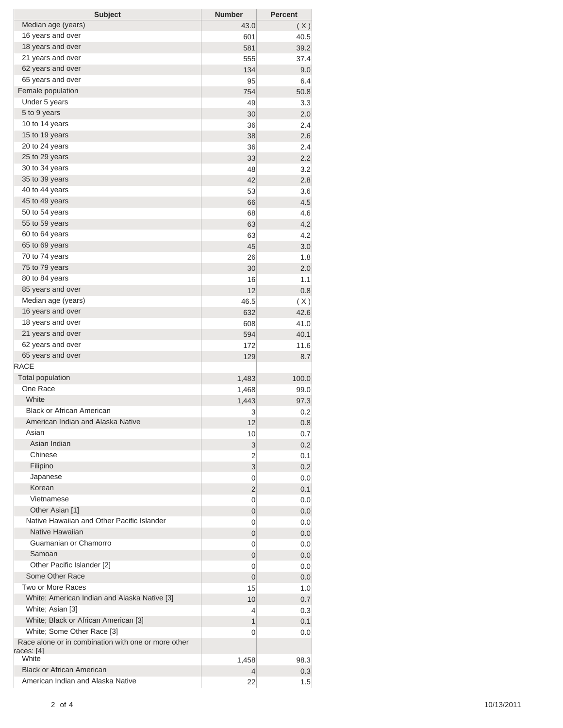| Subject | Number | Percent |
|---|---|---|
| Median age (years) | 43.0 | ( X ) |
| 16 years and over | 601 | 40.5 |
| 18 years and over | 581 | 39.2 |
| 21 years and over | 555 | 37.4 |
| 62 years and over | 134 | 9.0 |
| 65 years and over | 95 | 6.4 |
| Female population | 754 | 50.8 |
| Under 5 years | 49 | 3.3 |
| 5 to 9 years | 30 | 2.0 |
| 10 to 14 years | 36 | 2.4 |
| 15 to 19 years | 38 | 2.6 |
| 20 to 24 years | 36 | 2.4 |
| 25 to 29 years | 33 | 2.2 |
| 30 to 34 years | 48 | 3.2 |
| 35 to 39 years | 42 | 2.8 |
| 40 to 44 years | 53 | 3.6 |
| 45 to 49 years | 66 | 4.5 |
| 50 to 54 years | 68 | 4.6 |
| 55 to 59 years | 63 | 4.2 |
| 60 to 64 years | 63 | 4.2 |
| 65 to 69 years | 45 | 3.0 |
| 70 to 74 years | 26 | 1.8 |
| 75 to 79 years | 30 | 2.0 |
| 80 to 84 years | 16 | 1.1 |
| 85 years and over | 12 | 0.8 |
| Median age (years) | 46.5 | ( X ) |
| 16 years and over | 632 | 42.6 |
| 18 years and over | 608 | 41.0 |
| 21 years and over | 594 | 40.1 |
| 62 years and over | 172 | 11.6 |
| 65 years and over | 129 | 8.7 |
| RACE | | |
| Total population | 1,483 | 100.0 |
| One Race | 1,468 | 99.0 |
| White | 1,443 | 97.3 |
| Black or African American | 3 | 0.2 |
| American Indian and Alaska Native | 12 | 0.8 |
| Asian | 10 | 0.7 |
| Asian Indian | 3 | 0.2 |
| Chinese | 2 | 0.1 |
| Filipino | 3 | 0.2 |
| Japanese | 0 | 0.0 |
| Korean | 2 | 0.1 |
| Vietnamese | 0 | 0.0 |
| Other Asian [1] | 0 | 0.0 |
| Native Hawaiian and Other Pacific Islander | 0 | 0.0 |
| Native Hawaiian | 0 | 0.0 |
| Guamanian or Chamorro | 0 | 0.0 |
| Samoan | 0 | 0.0 |
| Other Pacific Islander [2] | 0 | 0.0 |
| Some Other Race | 0 | 0.0 |
| Two or More Races | 15 | 1.0 |
| White; American Indian and Alaska Native [3] | 10 | 0.7 |
| White; Asian [3] | 4 | 0.3 |
| White; Black or African American [3] | 1 | 0.1 |
| White; Some Other Race [3] | 0 | 0.0 |
| Race alone or in combination with one or more other races: [4] | | |
| White | 1,458 | 98.3 |
| Black or African American | 4 | 0.3 |
| American Indian and Alaska Native | 22 | 1.5 |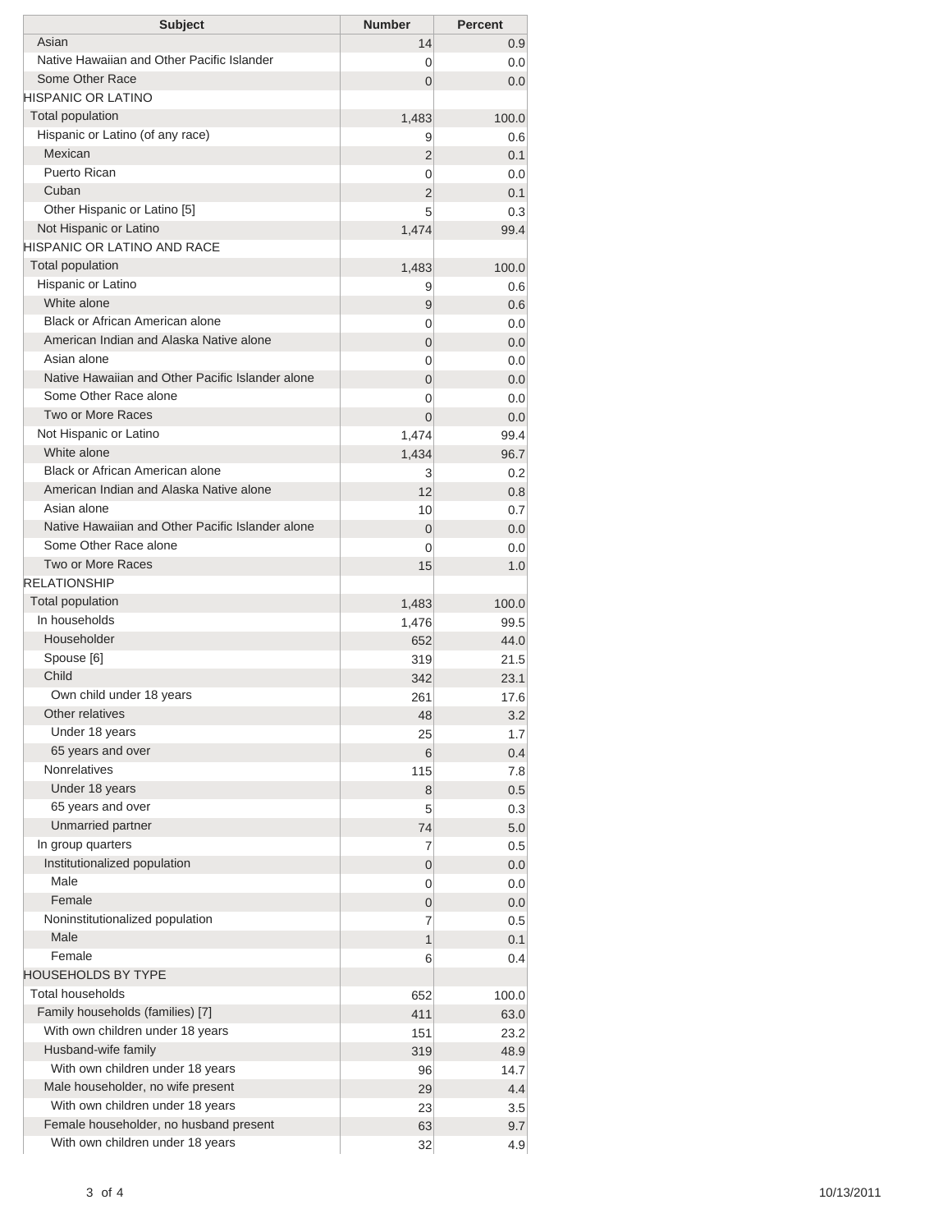| Subject | Number | Percent |
|---|---|---|
| Asian | 14 | 0.9 |
| Native Hawaiian and Other Pacific Islander | 0 | 0.0 |
| Some Other Race | 0 | 0.0 |
| HISPANIC OR LATINO | | |
| Total population | 1,483 | 100.0 |
| Hispanic or Latino (of any race) | 9 | 0.6 |
| Mexican | 2 | 0.1 |
| Puerto Rican | 0 | 0.0 |
| Cuban | 2 | 0.1 |
| Other Hispanic or Latino [5] | 5 | 0.3 |
| Not Hispanic or Latino | 1,474 | 99.4 |
| HISPANIC OR LATINO AND RACE | | |
| Total population | 1,483 | 100.0 |
| Hispanic or Latino | 9 | 0.6 |
| White alone | 9 | 0.6 |
| Black or African American alone | 0 | 0.0 |
| American Indian and Alaska Native alone | 0 | 0.0 |
| Asian alone | 0 | 0.0 |
| Native Hawaiian and Other Pacific Islander alone | 0 | 0.0 |
| Some Other Race alone | 0 | 0.0 |
| Two or More Races | 0 | 0.0 |
| Not Hispanic or Latino | 1,474 | 99.4 |
| White alone | 1,434 | 96.7 |
| Black or African American alone | 3 | 0.2 |
| American Indian and Alaska Native alone | 12 | 0.8 |
| Asian alone | 10 | 0.7 |
| Native Hawaiian and Other Pacific Islander alone | 0 | 0.0 |
| Some Other Race alone | 0 | 0.0 |
| Two or More Races | 15 | 1.0 |
| RELATIONSHIP | | |
| Total population | 1,483 | 100.0 |
| In households | 1,476 | 99.5 |
| Householder | 652 | 44.0 |
| Spouse [6] | 319 | 21.5 |
| Child | 342 | 23.1 |
| Own child under 18 years | 261 | 17.6 |
| Other relatives | 48 | 3.2 |
| Under 18 years | 25 | 1.7 |
| 65 years and over | 6 | 0.4 |
| Nonrelatives | 115 | 7.8 |
| Under 18 years | 8 | 0.5 |
| 65 years and over | 5 | 0.3 |
| Unmarried partner | 74 | 5.0 |
| In group quarters | 7 | 0.5 |
| Institutionalized population | 0 | 0.0 |
| Male | 0 | 0.0 |
| Female | 0 | 0.0 |
| Noninstitutionalized population | 7 | 0.5 |
| Male | 1 | 0.1 |
| Female | 6 | 0.4 |
| HOUSEHOLDS BY TYPE | | |
| Total households | 652 | 100.0 |
| Family households (families) [7] | 411 | 63.0 |
| With own children under 18 years | 151 | 23.2 |
| Husband-wife family | 319 | 48.9 |
| With own children under 18 years | 96 | 14.7 |
| Male householder, no wife present | 29 | 4.4 |
| With own children under 18 years | 23 | 3.5 |
| Female householder, no husband present | 63 | 9.7 |
| With own children under 18 years | 32 | 4.9 |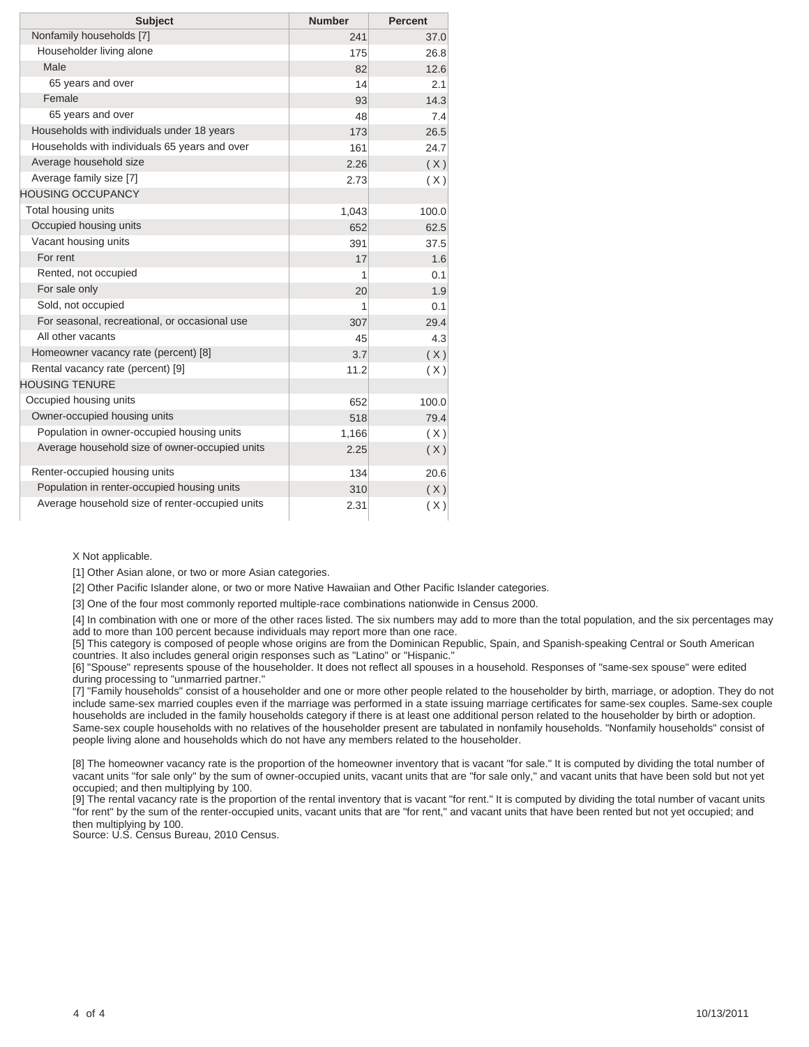| Subject | Number | Percent |
|---|---|---|
| Nonfamily households [7] | 241 | 37.0 |
| Householder living alone | 175 | 26.8 |
| Male | 82 | 12.6 |
| 65 years and over | 14 | 2.1 |
| Female | 93 | 14.3 |
| 65 years and over | 48 | 7.4 |
| Households with individuals under 18 years | 173 | 26.5 |
| Households with individuals 65 years and over | 161 | 24.7 |
| Average household size | 2.26 | ( X ) |
| Average family size [7] | 2.73 | ( X ) |
| HOUSING OCCUPANCY | | |
| Total housing units | 1,043 | 100.0 |
| Occupied housing units | 652 | 62.5 |
| Vacant housing units | 391 | 37.5 |
| For rent | 17 | 1.6 |
| Rented, not occupied | 1 | 0.1 |
| For sale only | 20 | 1.9 |
| Sold, not occupied | 1 | 0.1 |
| For seasonal, recreational, or occasional use | 307 | 29.4 |
| All other vacants | 45 | 4.3 |
| Homeowner vacancy rate (percent) [8] | 3.7 | ( X ) |
| Rental vacancy rate (percent) [9] | 11.2 | ( X ) |
| HOUSING TENURE | | |
| Occupied housing units | 652 | 100.0 |
| Owner-occupied housing units | 518 | 79.4 |
| Population in owner-occupied housing units | 1,166 | ( X ) |
| Average household size of owner-occupied units | 2.25 | ( X ) |
| Renter-occupied housing units | 134 | 20.6 |
| Population in renter-occupied housing units | 310 | ( X ) |
| Average household size of renter-occupied units | 2.31 | ( X ) |

X Not applicable.

[1] Other Asian alone, or two or more Asian categories.

[2] Other Pacific Islander alone, or two or more Native Hawaiian and Other Pacific Islander categories.

[3] One of the four most commonly reported multiple-race combinations nationwide in Census 2000.

[4] In combination with one or more of the other races listed. The six numbers may add to more than the total population, and the six percentages may add to more than 100 percent because individuals may report more than one race.

[5] This category is composed of people whose origins are from the Dominican Republic, Spain, and Spanish-speaking Central or South American countries. It also includes general origin responses such as "Latino" or "Hispanic."

[6] "Spouse" represents spouse of the householder. It does not reflect all spouses in a household. Responses of "same-sex spouse" were edited during processing to "unmarried partner."

[7] "Family households" consist of a householder and one or more other people related to the householder by birth, marriage, or adoption. They do not include same-sex married couples even if the marriage was performed in a state issuing marriage certificates for same-sex couples. Same-sex couple households are included in the family households category if there is at least one additional person related to the householder by birth or adoption. Same-sex couple households with no relatives of the householder present are tabulated in nonfamily households. "Nonfamily households" consist of people living alone and households which do not have any members related to the householder.

[8] The homeowner vacancy rate is the proportion of the homeowner inventory that is vacant "for sale." It is computed by dividing the total number of vacant units "for sale only" by the sum of owner-occupied units, vacant units that are "for sale only," and vacant units that have been sold but not yet occupied; and then multiplying by 100.

[9] The rental vacancy rate is the proportion of the rental inventory that is vacant "for rent." It is computed by dividing the total number of vacant units "for rent" by the sum of the renter-occupied units, vacant units that are "for rent," and vacant units that have been rented but not yet occupied; and then multiplying by 100.

Source: U.S. Census Bureau, 2010 Census.

10/13/2011